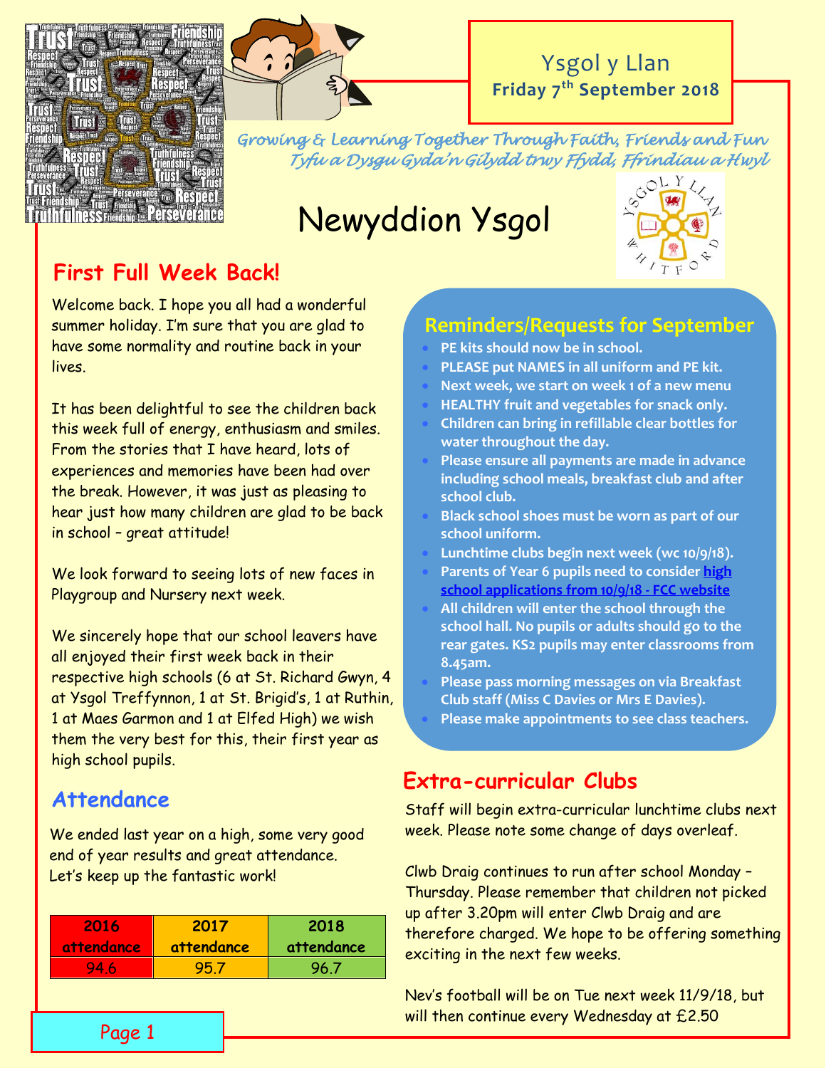Ysgol y Llan

**Friday 7th September 2018**

*Growing & Learning Together Through Faith, Friends and Fun*
*Tyfu a Dysgu Gyda'n Gilydd trwy Ffydd, Ffrindiau a Hwyl*

# Newyddion Ysgol

## First Full Week Back!

Welcome back. I hope you all had a wonderful summer holiday. I'm sure that you are glad to have some normality and routine back in your lives.

It has been delightful to see the children back this week full of energy, enthusiasm and smiles. From the stories that I have heard, lots of experiences and memories have been had over the break. However, it was just as pleasing to hear just how many children are glad to be back in school – great attitude!

We look forward to seeing lots of new faces in Playgroup and Nursery next week.

We sincerely hope that our school leavers have all enjoyed their first week back in their respective high schools (6 at St. Richard Gwyn, 4 at Ysgol Treffynnon, 1 at St. Brigid's, 1 at Ruthin, 1 at Maes Garmon and 1 at Elfed High) we wish them the very best for this, their first year as high school pupils.

## Attendance

We ended last year on a high, some very good end of year results and great attendance. Let's keep up the fantastic work!

| 2016 attendance | 2017 attendance | 2018 attendance |
| --- | --- | --- |
| 94.6 | 95.7 | 96.7 |

## Reminders/Requests for September

- **PE kits should now be in school.**
- **PLEASE put NAMES in all uniform and PE kit.**
- **Next week, we start on week 1 of a new menu**
- **HEALTHY fruit and vegetables for snack only.**
- **Children can bring in refillable clear bottles for water throughout the day.**
- **Please ensure all payments are made in advance including school meals, breakfast club and after school club.**
- **Black school shoes must be worn as part of our school uniform.**
- **Lunchtime clubs begin next week (wc 10/9/18).**
- **Parents of Year 6 pupils need to consider high school applications from 10/9/18 - FCC website**
- **All children will enter the school through the school hall. No pupils or adults should go to the rear gates. KS2 pupils may enter classrooms from 8.45am.**
- **Please pass morning messages on via Breakfast Club staff (Miss C Davies or Mrs E Davies).**
- **Please make appointments to see class teachers.**

## Extra-curricular Clubs

Staff will begin extra-curricular lunchtime clubs next week. Please note some change of days overleaf.

Clwb Draig continues to run after school Monday – Thursday. Please remember that children not picked up after 3.20pm will enter Clwb Draig and are therefore charged. We hope to be offering something exciting in the next few weeks.

Nev's football will be on Tue next week 11/9/18, but will then continue every Wednesday at £2.50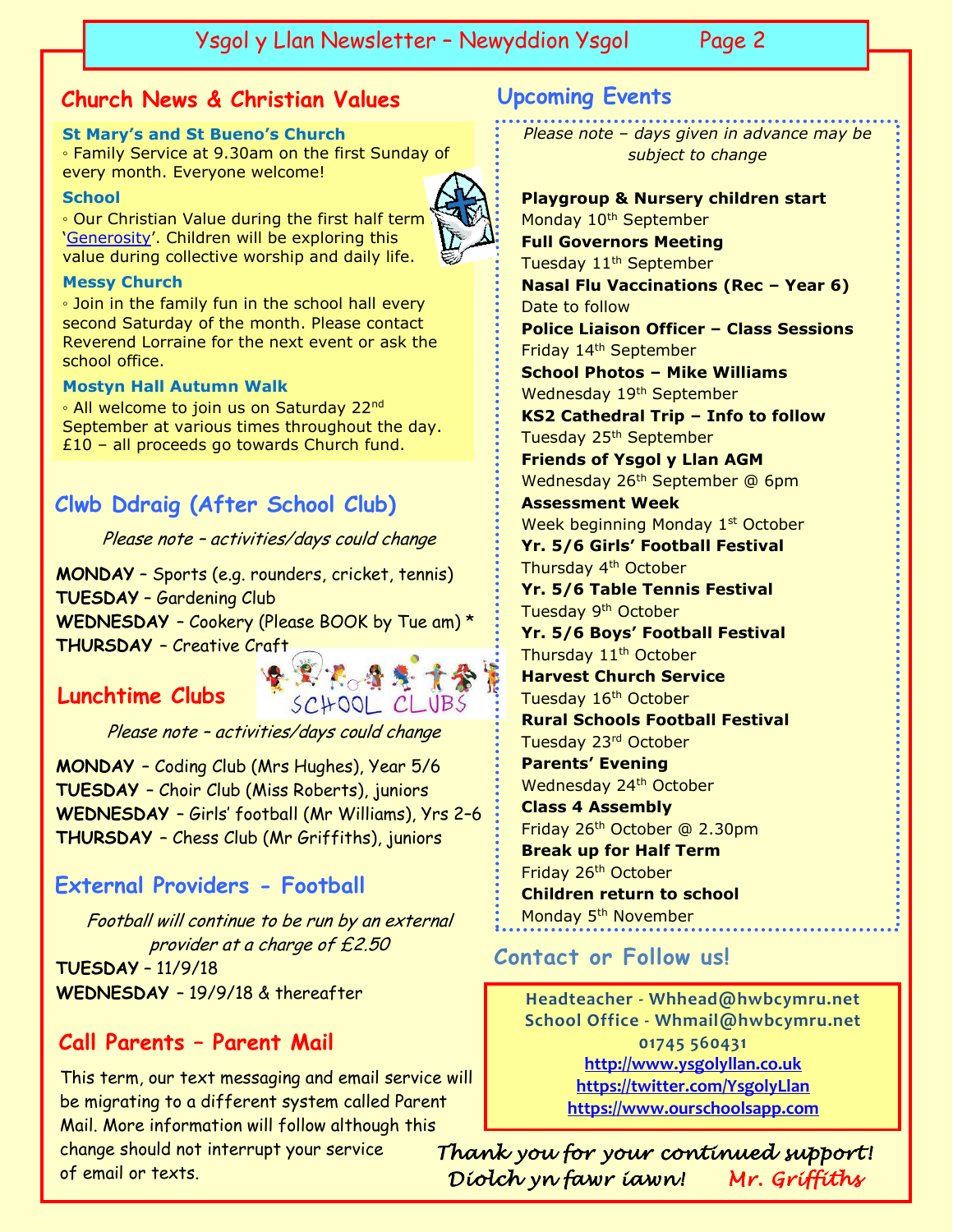# Ysgol y Llan Newsletter – Newyddion Ysgol

## Church News & Christian Values

### St Mary's and St Bueno's Church

◦ Family Service at 9.30am on the first Sunday of every month. Everyone welcome!

### School

◦ Our Christian Value during the first half term 'Generosity'. Children will be exploring this value during collective worship and daily life.

### Messy Church

◦ Join in the family fun in the school hall every second Saturday of the month. Please contact Reverend Lorraine for the next event or ask the school office.

### Mostyn Hall Autumn Walk

◦ All welcome to join us on Saturday 22nd September at various times throughout the day. £10 – all proceeds go towards Church fund.

## Clwb Ddraig (After School Club)

*Please note – activities/days could change*

**MONDAY** – Sports (e.g. rounders, cricket, tennis)
**TUESDAY** – Gardening Club
**WEDNESDAY** – Cookery (Please BOOK by Tue am) *
**THURSDAY** – Creative Craft

## Lunchtime Clubs

*Please note – activities/days could change*

**MONDAY** – Coding Club (Mrs Hughes), Year 5/6
**TUESDAY** – Choir Club (Miss Roberts), juniors
**WEDNESDAY** – Girls' football (Mr Williams), Yrs 2-6
**THURSDAY** – Chess Club (Mr Griffiths), juniors

## External Providers - Football

*Football will continue to be run by an external provider at a charge of £2.50*

**TUESDAY** – 11/9/18
**WEDNESDAY** – 19/9/18 & thereafter

## Call Parents – Parent Mail

This term, our text messaging and email service will be migrating to a different system called Parent Mail. More information will follow although this change should not interrupt your service of email or texts.

## Upcoming Events

*Please note – days given in advance may be subject to change*

**Playgroup & Nursery children start**
Monday 10th September

**Full Governors Meeting**
Tuesday 11th September

**Nasal Flu Vaccinations (Rec – Year 6)**
Date to follow

**Police Liaison Officer – Class Sessions**
Friday 14th September

**School Photos – Mike Williams**
Wednesday 19th September

**KS2 Cathedral Trip – Info to follow**
Tuesday 25th September

**Friends of Ysgol y Llan AGM**
Wednesday 26th September @ 6pm

**Assessment Week**
Week beginning Monday 1st October

**Yr. 5/6 Girls' Football Festival**
Thursday 4th October

**Yr. 5/6 Table Tennis Festival**
Tuesday 9th October

**Yr. 5/6 Boys' Football Festival**
Thursday 11th October

**Harvest Church Service**
Tuesday 16th October

**Rural Schools Football Festival**
Tuesday 23rd October

**Parents' Evening**
Wednesday 24th October

**Class 4 Assembly**
Friday 26th October @ 2.30pm

**Break up for Half Term**
Friday 26th October

**Children return to school**
Monday 5th November

## Contact or Follow us!

Headteacher - Whhead@hwbcymru.net
School Office - Whmail@hwbcymru.net
01745 560431
http://www.ysgolyllan.co.uk
https://twitter.com/YsgolyLlan
https://www.ourschoolsapp.com

*Thank you for your continued support!*
*Diolch yn fawr iawn!* *Mr. Griffiths*